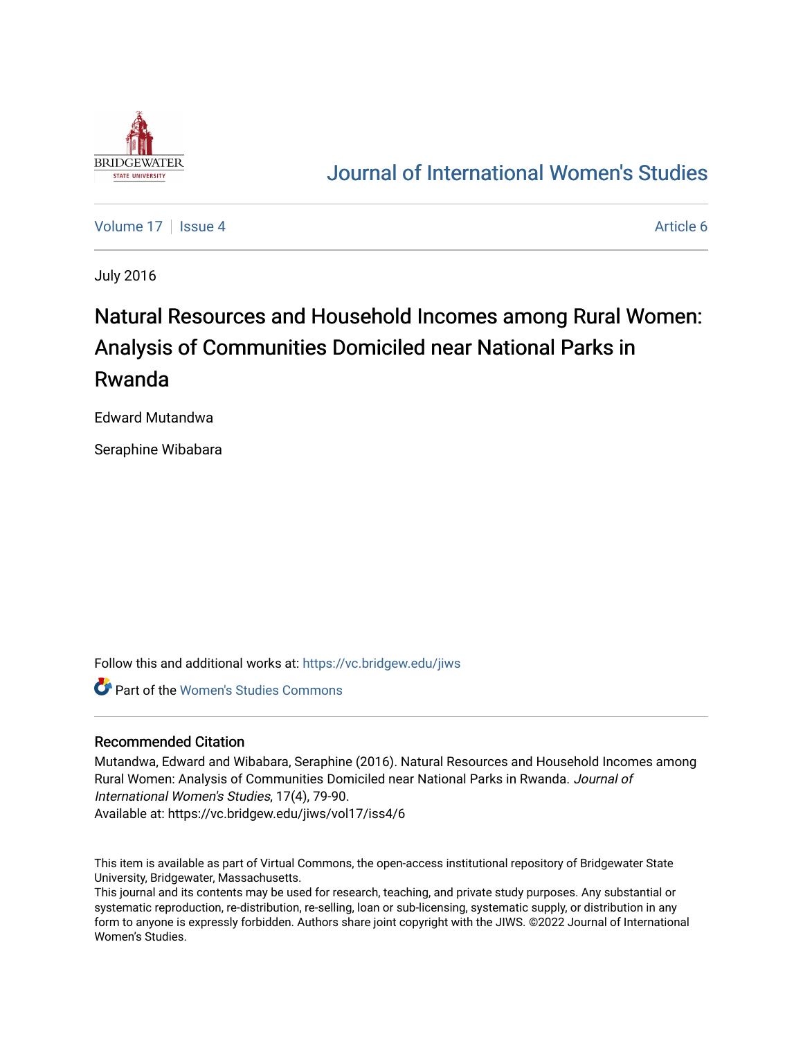# Journal of International Women's Studies

Volume 17 | Issue 4 Article 6

July 2016

## Natural Resources and Household Incomes among Rural Women: Analysis of Communities Domiciled near National Parks in Rwanda

Edward Mutandwa

Seraphine Wibabara

Follow this and additional works at: https://vc.bridgew.edu/jiws

Part of the Women's Studies Commons

### Recommended Citation

Mutandwa, Edward and Wibabara, Seraphine (2016). Natural Resources and Household Incomes among Rural Women: Analysis of Communities Domiciled near National Parks in Rwanda. *Journal of International Women's Studies*, 17(4), 79-90.
Available at: https://vc.bridgew.edu/jiws/vol17/iss4/6

This item is available as part of Virtual Commons, the open-access institutional repository of Bridgewater State University, Bridgewater, Massachusetts.
This journal and its contents may be used for research, teaching, and private study purposes. Any substantial or systematic reproduction, re-distribution, re-selling, loan or sub-licensing, systematic supply, or distribution in any form to anyone is expressly forbidden. Authors share joint copyright with the JIWS. ©2022 Journal of International Women's Studies.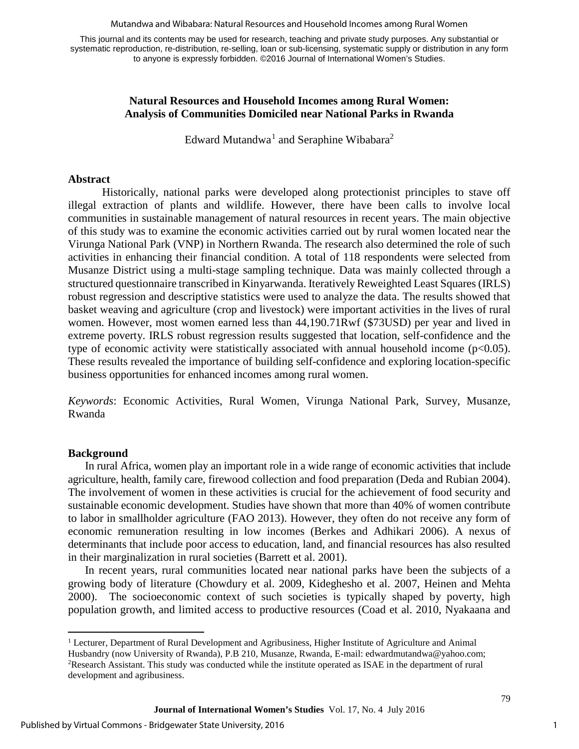# Natural Resources and Household Incomes among Rural Women: Analysis of Communities Domiciled near National Parks in Rwanda

Edward Mutandwa[1] and Seraphine Wibabara[2]

## Abstract

Historically, national parks were developed along protectionist principles to stave off illegal extraction of plants and wildlife. However, there have been calls to involve local communities in sustainable management of natural resources in recent years. The main objective of this study was to examine the economic activities carried out by rural women located near the Virunga National Park (VNP) in Northern Rwanda. The research also determined the role of such activities in enhancing their financial condition. A total of 118 respondents were selected from Musanze District using a multi-stage sampling technique. Data was mainly collected through a structured questionnaire transcribed in Kinyarwanda. Iteratively Reweighted Least Squares (IRLS) robust regression and descriptive statistics were used to analyze the data. The results showed that basket weaving and agriculture (crop and livestock) were important activities in the lives of rural women. However, most women earned less than 44,190.71Rwf ($73USD) per year and lived in extreme poverty. IRLS robust regression results suggested that location, self-confidence and the type of economic activity were statistically associated with annual household income ($p<0.05$). These results revealed the importance of building self-confidence and exploring location-specific business opportunities for enhanced incomes among rural women.

*Keywords*: Economic Activities, Rural Women, Virunga National Park, Survey, Musanze, Rwanda

## Background

In rural Africa, women play an important role in a wide range of economic activities that include agriculture, health, family care, firewood collection and food preparation (Deda and Rubian 2004). The involvement of women in these activities is crucial for the achievement of food security and sustainable economic development. Studies have shown that more than 40% of women contribute to labor in smallholder agriculture (FAO 2013). However, they often do not receive any form of economic remuneration resulting in low incomes (Berkes and Adhikari 2006). A nexus of determinants that include poor access to education, land, and financial resources has also resulted in their marginalization in rural societies (Barrett et al. 2001).

In recent years, rural communities located near national parks have been the subjects of a growing body of literature (Chowdury et al. 2009, Kideghesho et al. 2007, Heinen and Mehta 2000). The socioeconomic context of such societies is typically shaped by poverty, high population growth, and limited access to productive resources (Coad et al. 2010, Nyakaana and

[1] Lecturer, Department of Rural Development and Agribusiness, Higher Institute of Agriculture and Animal Husbandry (now University of Rwanda), P.B 210, Musanze, Rwanda, E-mail: edwardmutandwa@yahoo.com;
[2] Research Assistant. This study was conducted while the institute operated as ISAE in the department of rural development and agribusiness.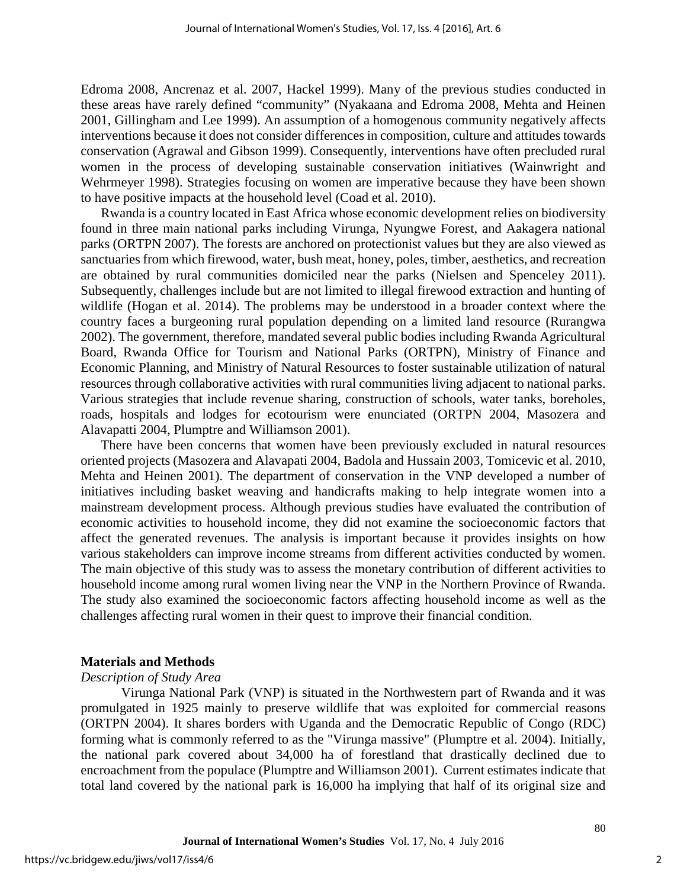Edroma 2008, Ancrenaz et al. 2007, Hackel 1999). Many of the previous studies conducted in these areas have rarely defined "community" (Nyakaana and Edroma 2008, Mehta and Heinen 2001, Gillingham and Lee 1999). An assumption of a homogenous community negatively affects interventions because it does not consider differences in composition, culture and attitudes towards conservation (Agrawal and Gibson 1999). Consequently, interventions have often precluded rural women in the process of developing sustainable conservation initiatives (Wainwright and Wehrmeyer 1998). Strategies focusing on women are imperative because they have been shown to have positive impacts at the household level (Coad et al. 2010).

Rwanda is a country located in East Africa whose economic development relies on biodiversity found in three main national parks including Virunga, Nyungwe Forest, and Aakagera national parks (ORTPN 2007). The forests are anchored on protectionist values but they are also viewed as sanctuaries from which firewood, water, bush meat, honey, poles, timber, aesthetics, and recreation are obtained by rural communities domiciled near the parks (Nielsen and Spenceley 2011). Subsequently, challenges include but are not limited to illegal firewood extraction and hunting of wildlife (Hogan et al. 2014). The problems may be understood in a broader context where the country faces a burgeoning rural population depending on a limited land resource (Rurangwa 2002). The government, therefore, mandated several public bodies including Rwanda Agricultural Board, Rwanda Office for Tourism and National Parks (ORTPN), Ministry of Finance and Economic Planning, and Ministry of Natural Resources to foster sustainable utilization of natural resources through collaborative activities with rural communities living adjacent to national parks. Various strategies that include revenue sharing, construction of schools, water tanks, boreholes, roads, hospitals and lodges for ecotourism were enunciated (ORTPN 2004, Masozera and Alavapatti 2004, Plumptre and Williamson 2001).

There have been concerns that women have been previously excluded in natural resources oriented projects (Masozera and Alavapati 2004, Badola and Hussain 2003, Tomicevic et al. 2010, Mehta and Heinen 2001). The department of conservation in the VNP developed a number of initiatives including basket weaving and handicrafts making to help integrate women into a mainstream development process. Although previous studies have evaluated the contribution of economic activities to household income, they did not examine the socioeconomic factors that affect the generated revenues. The analysis is important because it provides insights on how various stakeholders can improve income streams from different activities conducted by women. The main objective of this study was to assess the monetary contribution of different activities to household income among rural women living near the VNP in the Northern Province of Rwanda. The study also examined the socioeconomic factors affecting household income as well as the challenges affecting rural women in their quest to improve their financial condition.

## Materials and Methods

### *Description of Study Area*

Virunga National Park (VNP) is situated in the Northwestern part of Rwanda and it was promulgated in 1925 mainly to preserve wildlife that was exploited for commercial reasons (ORTPN 2004). It shares borders with Uganda and the Democratic Republic of Congo (RDC) forming what is commonly referred to as the "Virunga massive" (Plumptre et al. 2004). Initially, the national park covered about 34,000 ha of forestland that drastically declined due to encroachment from the populace (Plumptre and Williamson 2001). Current estimates indicate that total land covered by the national park is 16,000 ha implying that half of its original size and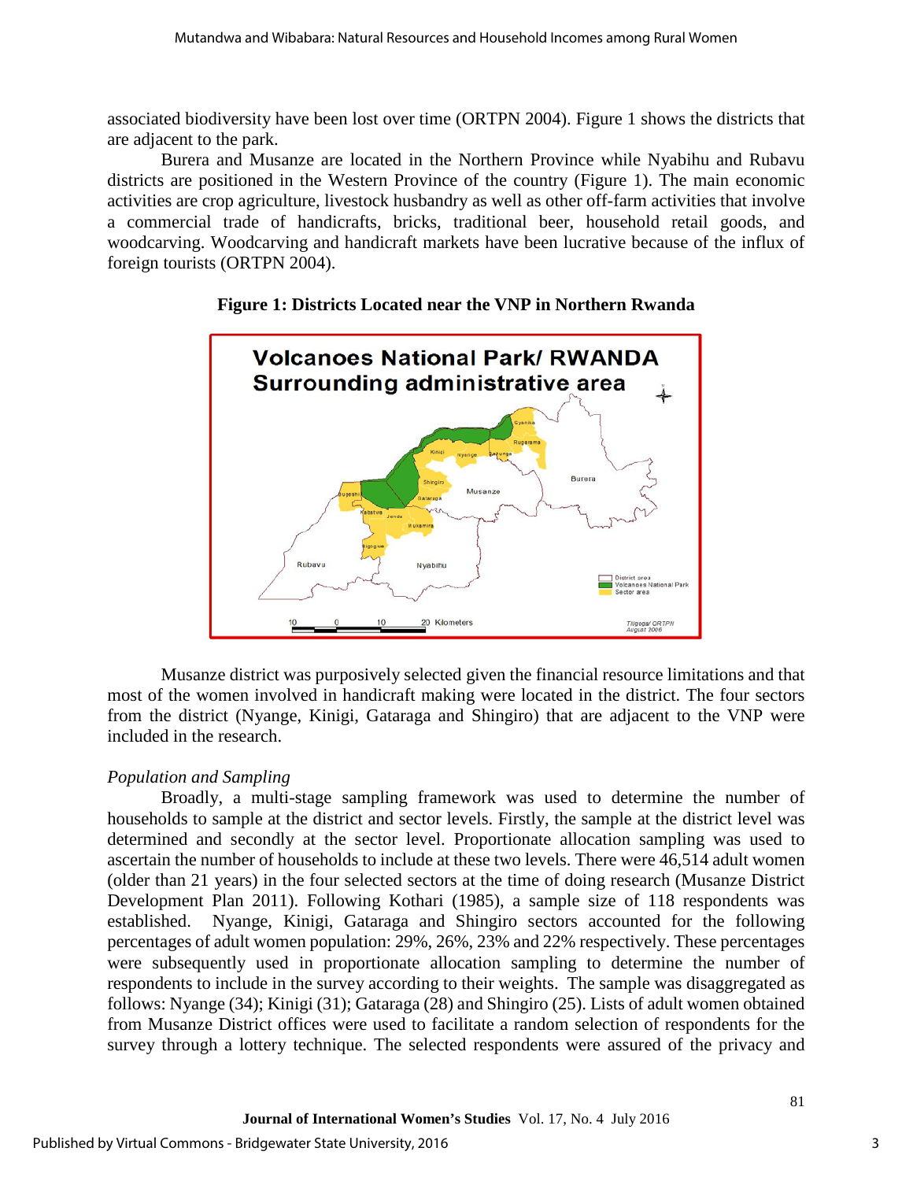associated biodiversity have been lost over time (ORTPN 2004). Figure 1 shows the districts that are adjacent to the park.

Burera and Musanze are located in the Northern Province while Nyabihu and Rubavu districts are positioned in the Western Province of the country (Figure 1). The main economic activities are crop agriculture, livestock husbandry as well as other off-farm activities that involve a commercial trade of handicrafts, bricks, traditional beer, household retail goods, and woodcarving. Woodcarving and handicraft markets have been lucrative because of the influx of foreign tourists (ORTPN 2004).

**Figure 1: Districts Located near the VNP in Northern Rwanda**

Musanze district was purposively selected given the financial resource limitations and that most of the women involved in handicraft making were located in the district. The four sectors from the district (Nyange, Kinigi, Gataraga and Shingiro) that are adjacent to the VNP were included in the research.

*Population and Sampling*

Broadly, a multi-stage sampling framework was used to determine the number of households to sample at the district and sector levels. Firstly, the sample at the district level was determined and secondly at the sector level. Proportionate allocation sampling was used to ascertain the number of households to include at these two levels. There were 46,514 adult women (older than 21 years) in the four selected sectors at the time of doing research (Musanze District Development Plan 2011). Following Kothari (1985), a sample size of 118 respondents was established. Nyange, Kinigi, Gataraga and Shingiro sectors accounted for the following percentages of adult women population: 29%, 26%, 23% and 22% respectively. These percentages were subsequently used in proportionate allocation sampling to determine the number of respondents to include in the survey according to their weights. The sample was disaggregated as follows: Nyange (34); Kinigi (31); Gataraga (28) and Shingiro (25). Lists of adult women obtained from Musanze District offices were used to facilitate a random selection of respondents for the survey through a lottery technique. The selected respondents were assured of the privacy and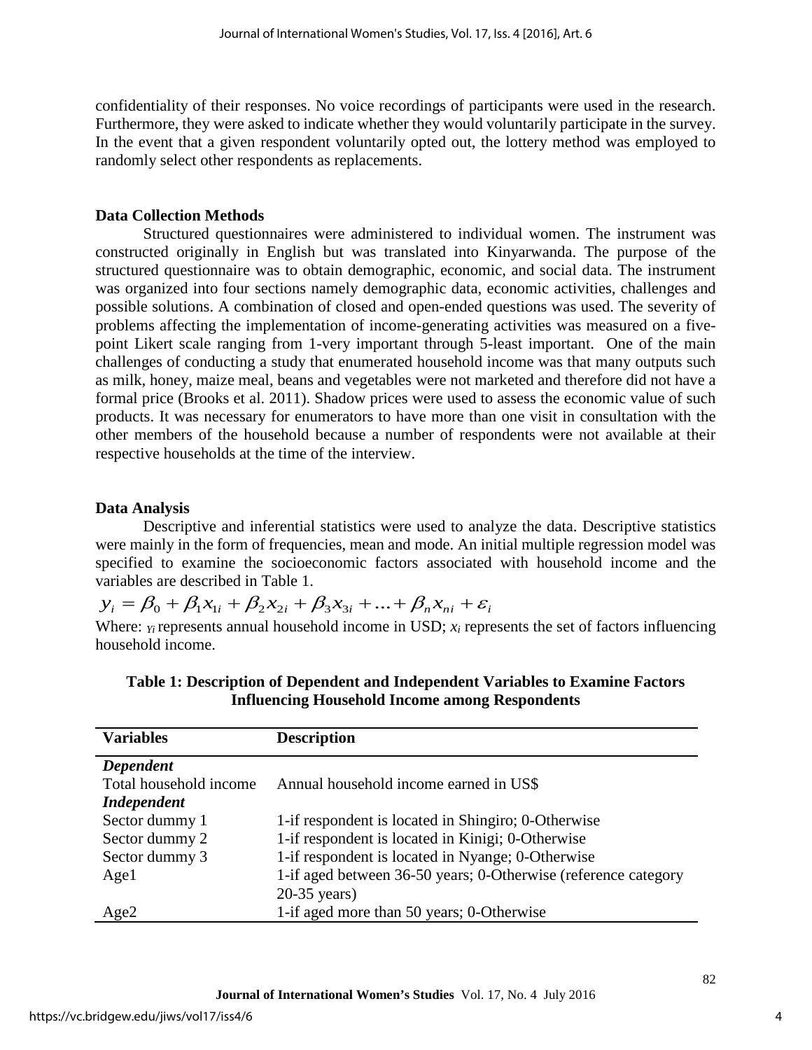confidentiality of their responses. No voice recordings of participants were used in the research. Furthermore, they were asked to indicate whether they would voluntarily participate in the survey. In the event that a given respondent voluntarily opted out, the lottery method was employed to randomly select other respondents as replacements.

### Data Collection Methods

Structured questionnaires were administered to individual women. The instrument was constructed originally in English but was translated into Kinyarwanda. The purpose of the structured questionnaire was to obtain demographic, economic, and social data. The instrument was organized into four sections namely demographic data, economic activities, challenges and possible solutions. A combination of closed and open-ended questions was used. The severity of problems affecting the implementation of income-generating activities was measured on a five-point Likert scale ranging from 1-very important through 5-least important. One of the main challenges of conducting a study that enumerated household income was that many outputs such as milk, honey, maize meal, beans and vegetables were not marketed and therefore did not have a formal price (Brooks et al. 2011). Shadow prices were used to assess the economic value of such products. It was necessary for enumerators to have more than one visit in consultation with the other members of the household because a number of respondents were not available at their respective households at the time of the interview.

### Data Analysis

Descriptive and inferential statistics were used to analyze the data. Descriptive statistics were mainly in the form of frequencies, mean and mode. An initial multiple regression model was specified to examine the socioeconomic factors associated with household income and the variables are described in Table 1.

$$y_i = \beta_0 + \beta_1 x_{1i} + \beta_2 x_{2i} + \beta_3 x_{3i} + \ldots + \beta_n x_{ni} + \varepsilon_i$$

Where: $y_i$ represents annual household income in USD; $x_i$ represents the set of factors influencing household income.

**Table 1: Description of Dependent and Independent Variables to Examine Factors Influencing Household Income among Respondents**

| Variables | Description |
|---|---|
| ***Dependent*** | |
| Total household income | Annual household income earned in US$ |
| ***Independent*** | |
| Sector dummy 1 | 1-if respondent is located in Shingiro; 0-Otherwise |
| Sector dummy 2 | 1-if respondent is located in Kinigi; 0-Otherwise |
| Sector dummy 3 | 1-if respondent is located in Nyange; 0-Otherwise |
| Age1 | 1-if aged between 36-50 years; 0-Otherwise (reference category 20-35 years) |
| Age2 | 1-if aged more than 50 years; 0-Otherwise |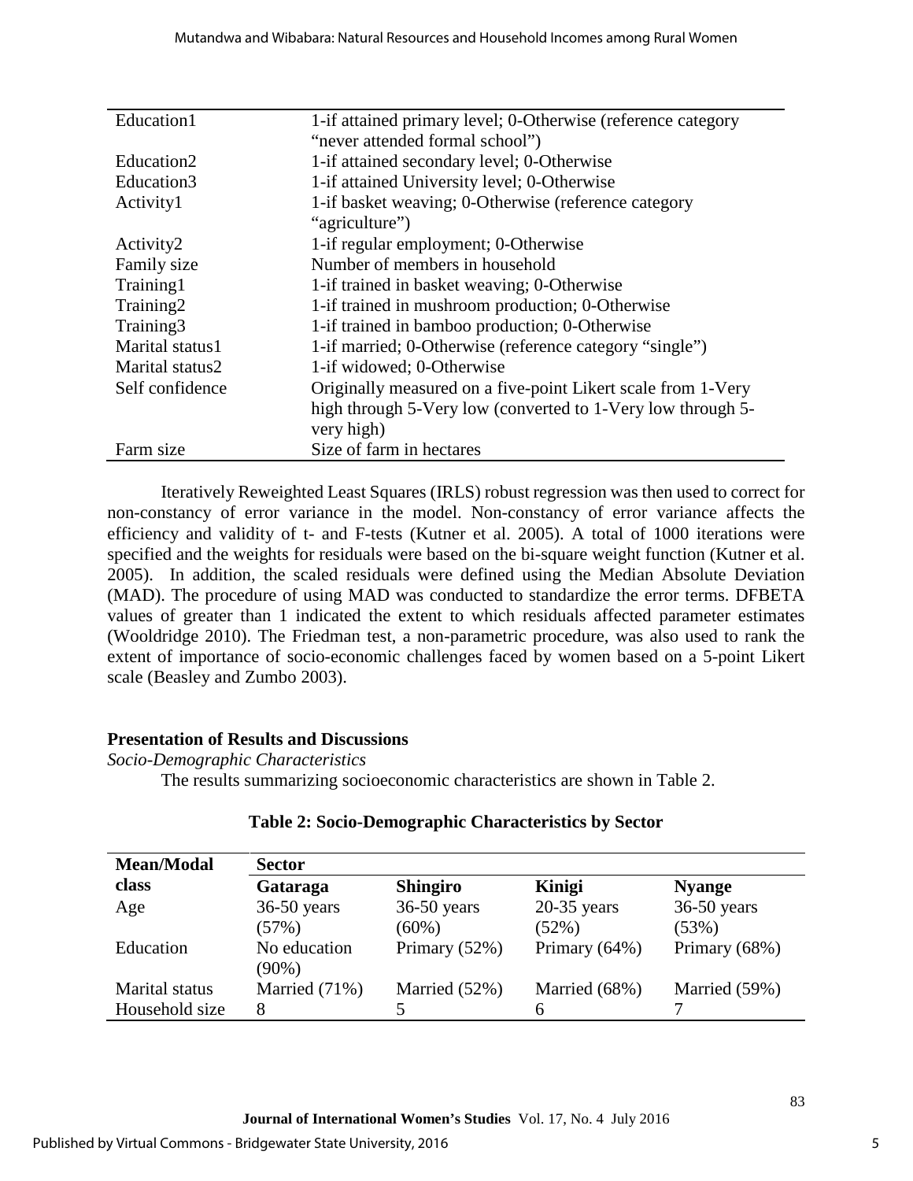| | |
|---|---|
| Education1 | 1-if attained primary level; 0-Otherwise (reference category "never attended formal school") |
| Education2 | 1-if attained secondary level; 0-Otherwise |
| Education3 | 1-if attained University level; 0-Otherwise |
| Activity1 | 1-if basket weaving; 0-Otherwise (reference category "agriculture") |
| Activity2 | 1-if regular employment; 0-Otherwise |
| Family size | Number of members in household |
| Training1 | 1-if trained in basket weaving; 0-Otherwise |
| Training2 | 1-if trained in mushroom production; 0-Otherwise |
| Training3 | 1-if trained in bamboo production; 0-Otherwise |
| Marital status1 | 1-if married; 0-Otherwise (reference category "single") |
| Marital status2 | 1-if widowed; 0-Otherwise |
| Self confidence | Originally measured on a five-point Likert scale from 1-Very high through 5-Very low (converted to 1-Very low through 5-very high) |
| Farm size | Size of farm in hectares |

Iteratively Reweighted Least Squares (IRLS) robust regression was then used to correct for non-constancy of error variance in the model. Non-constancy of error variance affects the efficiency and validity of t- and F-tests (Kutner et al. 2005). A total of 1000 iterations were specified and the weights for residuals were based on the bi-square weight function (Kutner et al. 2005). In addition, the scaled residuals were defined using the Median Absolute Deviation (MAD). The procedure of using MAD was conducted to standardize the error terms. DFBETA values of greater than 1 indicated the extent to which residuals affected parameter estimates (Wooldridge 2010). The Friedman test, a non-parametric procedure, was also used to rank the extent of importance of socio-economic challenges faced by women based on a 5-point Likert scale (Beasley and Zumbo 2003).

## Presentation of Results and Discussions

*Socio-Demographic Characteristics*

The results summarizing socioeconomic characteristics are shown in Table 2.

**Table 2: Socio-Demographic Characteristics by Sector**

| Mean/Modal class | Sector | | | |
|---|---|---|---|---|
| | **Gataraga** | **Shingiro** | **Kinigi** | **Nyange** |
| Age | 36-50 years (57%) | 36-50 years (60%) | 20-35 years (52%) | 36-50 years (53%) |
| Education | No education (90%) | Primary (52%) | Primary (64%) | Primary (68%) |
| Marital status | Married (71%) | Married (52%) | Married (68%) | Married (59%) |
| Household size | 8 | 5 | 6 | 7 |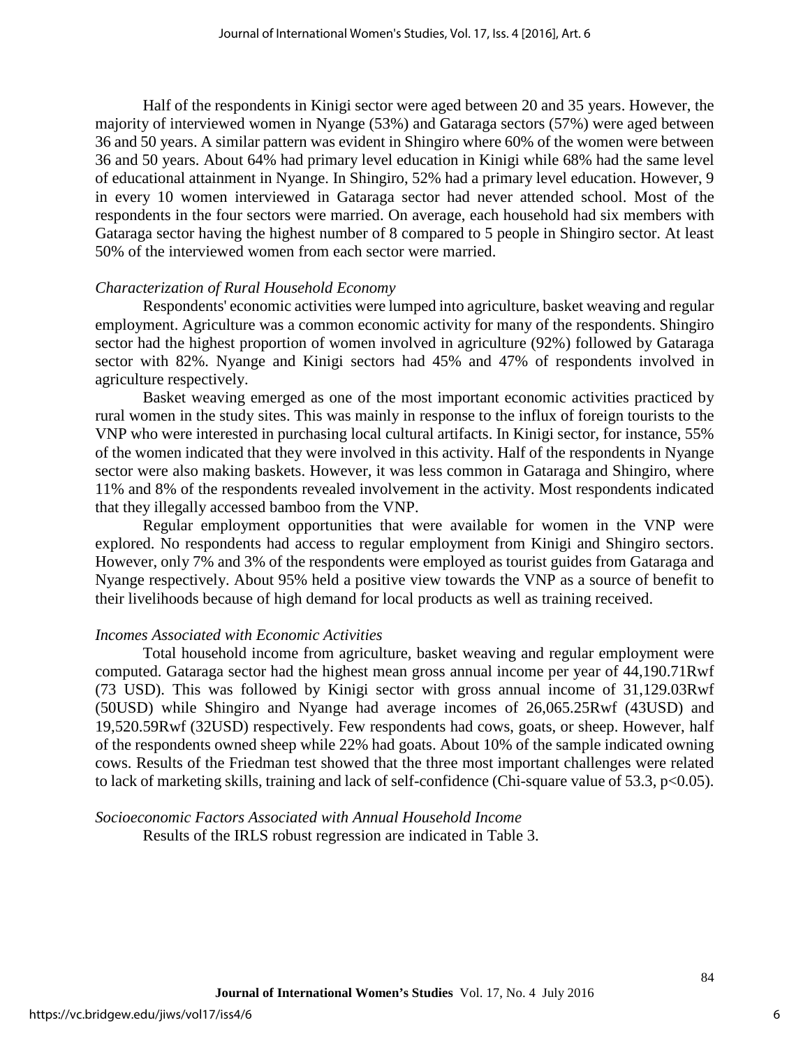Half of the respondents in Kinigi sector were aged between 20 and 35 years. However, the majority of interviewed women in Nyange (53%) and Gataraga sectors (57%) were aged between 36 and 50 years. A similar pattern was evident in Shingiro where 60% of the women were between 36 and 50 years. About 64% had primary level education in Kinigi while 68% had the same level of educational attainment in Nyange. In Shingiro, 52% had a primary level education. However, 9 in every 10 women interviewed in Gataraga sector had never attended school. Most of the respondents in the four sectors were married. On average, each household had six members with Gataraga sector having the highest number of 8 compared to 5 people in Shingiro sector. At least 50% of the interviewed women from each sector were married.

*Characterization of Rural Household Economy*

Respondents' economic activities were lumped into agriculture, basket weaving and regular employment. Agriculture was a common economic activity for many of the respondents. Shingiro sector had the highest proportion of women involved in agriculture (92%) followed by Gataraga sector with 82%. Nyange and Kinigi sectors had 45% and 47% of respondents involved in agriculture respectively.

Basket weaving emerged as one of the most important economic activities practiced by rural women in the study sites. This was mainly in response to the influx of foreign tourists to the VNP who were interested in purchasing local cultural artifacts. In Kinigi sector, for instance, 55% of the women indicated that they were involved in this activity. Half of the respondents in Nyange sector were also making baskets. However, it was less common in Gataraga and Shingiro, where 11% and 8% of the respondents revealed involvement in the activity. Most respondents indicated that they illegally accessed bamboo from the VNP.

Regular employment opportunities that were available for women in the VNP were explored. No respondents had access to regular employment from Kinigi and Shingiro sectors. However, only 7% and 3% of the respondents were employed as tourist guides from Gataraga and Nyange respectively. About 95% held a positive view towards the VNP as a source of benefit to their livelihoods because of high demand for local products as well as training received.

*Incomes Associated with Economic Activities*

Total household income from agriculture, basket weaving and regular employment were computed. Gataraga sector had the highest mean gross annual income per year of 44,190.71Rwf (73 USD). This was followed by Kinigi sector with gross annual income of 31,129.03Rwf (50USD) while Shingiro and Nyange had average incomes of 26,065.25Rwf (43USD) and 19,520.59Rwf (32USD) respectively. Few respondents had cows, goats, or sheep. However, half of the respondents owned sheep while 22% had goats. About 10% of the sample indicated owning cows. Results of the Friedman test showed that the three most important challenges were related to lack of marketing skills, training and lack of self-confidence (Chi-square value of 53.3, $p<0.05$).

*Socioeconomic Factors Associated with Annual Household Income*

Results of the IRLS robust regression are indicated in Table 3.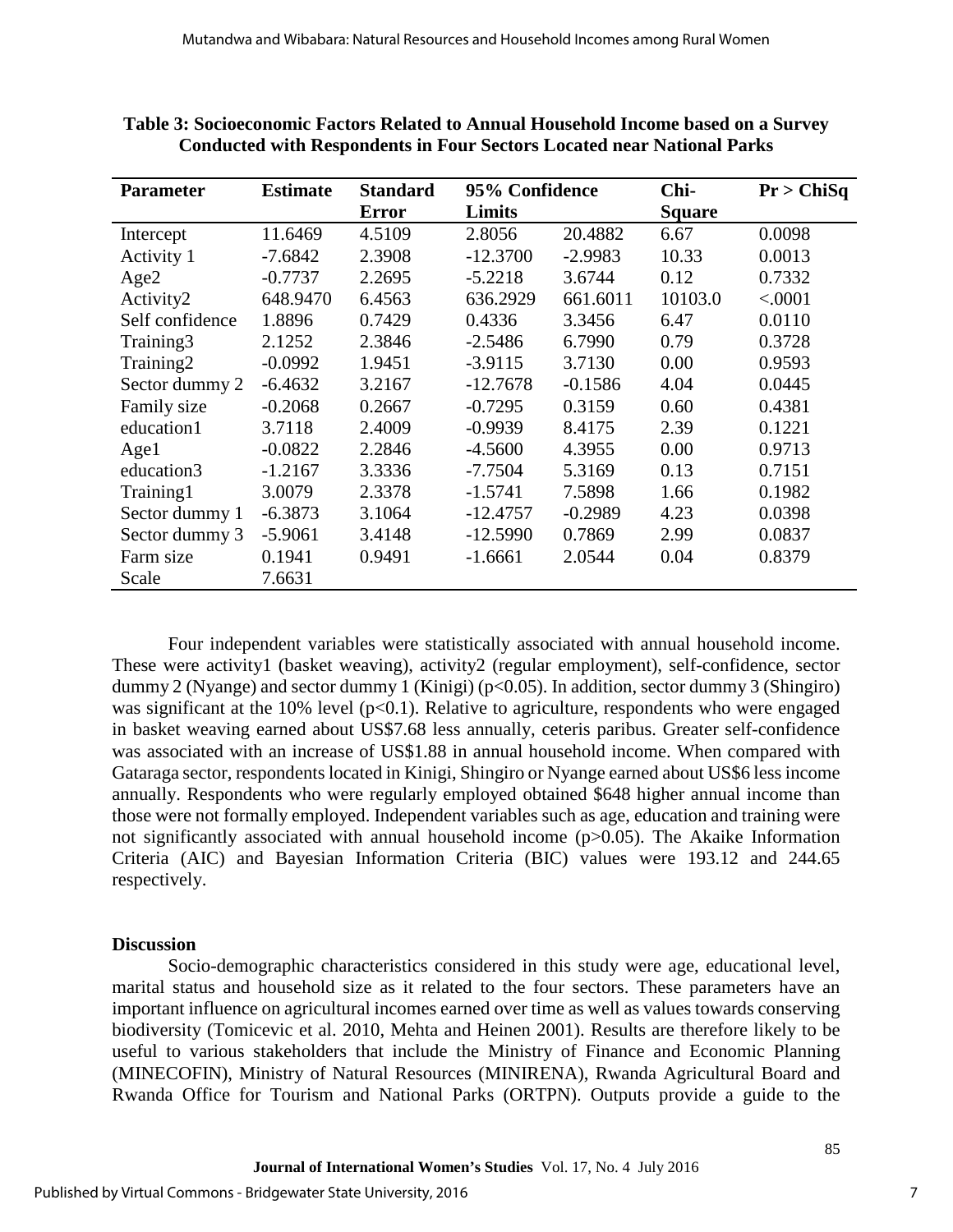**Table 3: Socioeconomic Factors Related to Annual Household Income based on a Survey Conducted with Respondents in Four Sectors Located near National Parks**

| Parameter | Estimate | Standard Error | 95% Confidence Limits | | Chi-Square | Pr > ChiSq |
|---|---|---|---|---|---|---|
| Intercept | 11.6469 | 4.5109 | 2.8056 | 20.4882 | 6.67 | 0.0098 |
| Activity 1 | -7.6842 | 2.3908 | -12.3700 | -2.9983 | 10.33 | 0.0013 |
| Age2 | -0.7737 | 2.2695 | -5.2218 | 3.6744 | 0.12 | 0.7332 |
| Activity2 | 648.9470 | 6.4563 | 636.2929 | 661.6011 | 10103.0 | <.0001 |
| Self confidence | 1.8896 | 0.7429 | 0.4336 | 3.3456 | 6.47 | 0.0110 |
| Training3 | 2.1252 | 2.3846 | -2.5486 | 6.7990 | 0.79 | 0.3728 |
| Training2 | -0.0992 | 1.9451 | -3.9115 | 3.7130 | 0.00 | 0.9593 |
| Sector dummy 2 | -6.4632 | 3.2167 | -12.7678 | -0.1586 | 4.04 | 0.0445 |
| Family size | -0.2068 | 0.2667 | -0.7295 | 0.3159 | 0.60 | 0.4381 |
| education1 | 3.7118 | 2.4009 | -0.9939 | 8.4175 | 2.39 | 0.1221 |
| Age1 | -0.0822 | 2.2846 | -4.5600 | 4.3955 | 0.00 | 0.9713 |
| education3 | -1.2167 | 3.3336 | -7.7504 | 5.3169 | 0.13 | 0.7151 |
| Training1 | 3.0079 | 2.3378 | -1.5741 | 7.5898 | 1.66 | 0.1982 |
| Sector dummy 1 | -6.3873 | 3.1064 | -12.4757 | -0.2989 | 4.23 | 0.0398 |
| Sector dummy 3 | -5.9061 | 3.4148 | -12.5990 | 0.7869 | 2.99 | 0.0837 |
| Farm size | 0.1941 | 0.9491 | -1.6661 | 2.0544 | 0.04 | 0.8379 |
| Scale | 7.6631 | | | | | |

Four independent variables were statistically associated with annual household income. These were activity1 (basket weaving), activity2 (regular employment), self-confidence, sector dummy 2 (Nyange) and sector dummy 1 (Kinigi) ($p<0.05$). In addition, sector dummy 3 (Shingiro) was significant at the 10% level ($p<0.1$). Relative to agriculture, respondents who were engaged in basket weaving earned about US$7.68 less annually, ceteris paribus. Greater self-confidence was associated with an increase of US$1.88 in annual household income. When compared with Gataraga sector, respondents located in Kinigi, Shingiro or Nyange earned about US$6 less income annually. Respondents who were regularly employed obtained $648 higher annual income than those were not formally employed. Independent variables such as age, education and training were not significantly associated with annual household income ($p>0.05$). The Akaike Information Criteria (AIC) and Bayesian Information Criteria (BIC) values were 193.12 and 244.65 respectively.

## Discussion

Socio-demographic characteristics considered in this study were age, educational level, marital status and household size as it related to the four sectors. These parameters have an important influence on agricultural incomes earned over time as well as values towards conserving biodiversity (Tomicevic et al. 2010, Mehta and Heinen 2001). Results are therefore likely to be useful to various stakeholders that include the Ministry of Finance and Economic Planning (MINECOFIN), Ministry of Natural Resources (MINIRENA), Rwanda Agricultural Board and Rwanda Office for Tourism and National Parks (ORTPN). Outputs provide a guide to the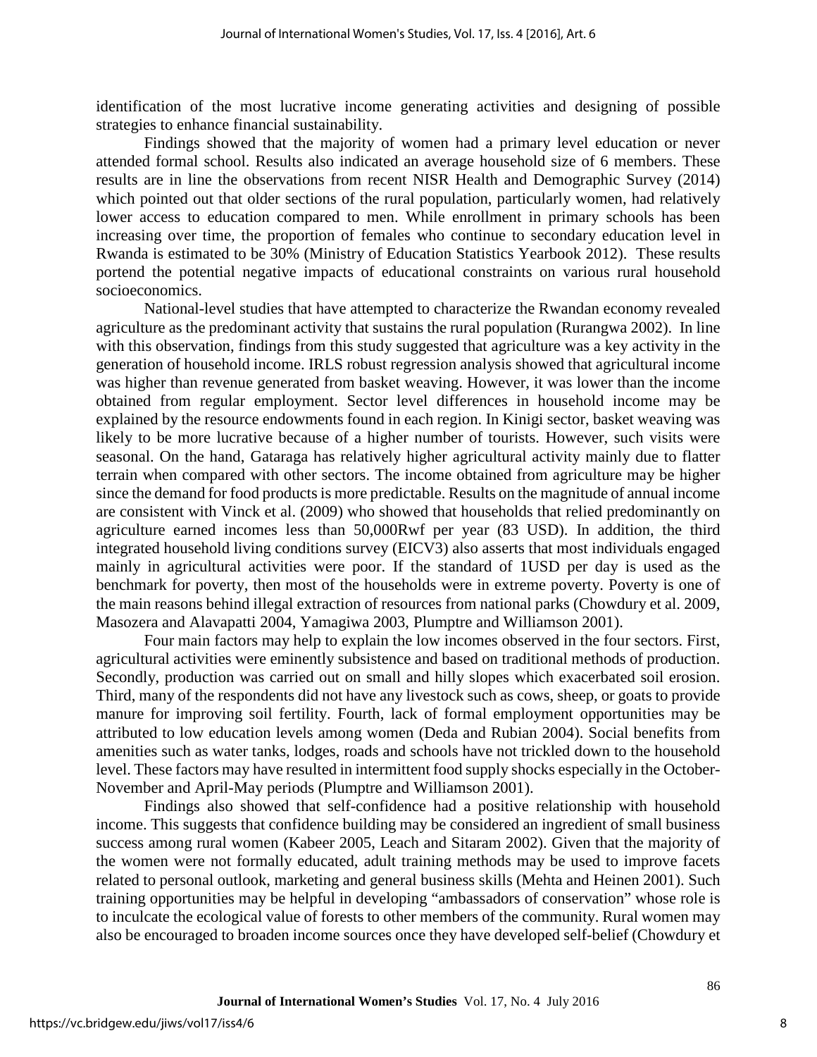identification of the most lucrative income generating activities and designing of possible strategies to enhance financial sustainability.

Findings showed that the majority of women had a primary level education or never attended formal school. Results also indicated an average household size of 6 members. These results are in line the observations from recent NISR Health and Demographic Survey (2014) which pointed out that older sections of the rural population, particularly women, had relatively lower access to education compared to men. While enrollment in primary schools has been increasing over time, the proportion of females who continue to secondary education level in Rwanda is estimated to be 30% (Ministry of Education Statistics Yearbook 2012). These results portend the potential negative impacts of educational constraints on various rural household socioeconomics.

National-level studies that have attempted to characterize the Rwandan economy revealed agriculture as the predominant activity that sustains the rural population (Rurangwa 2002). In line with this observation, findings from this study suggested that agriculture was a key activity in the generation of household income. IRLS robust regression analysis showed that agricultural income was higher than revenue generated from basket weaving. However, it was lower than the income obtained from regular employment. Sector level differences in household income may be explained by the resource endowments found in each region. In Kinigi sector, basket weaving was likely to be more lucrative because of a higher number of tourists. However, such visits were seasonal. On the hand, Gataraga has relatively higher agricultural activity mainly due to flatter terrain when compared with other sectors. The income obtained from agriculture may be higher since the demand for food products is more predictable. Results on the magnitude of annual income are consistent with Vinck et al. (2009) who showed that households that relied predominantly on agriculture earned incomes less than 50,000Rwf per year (83 USD). In addition, the third integrated household living conditions survey (EICV3) also asserts that most individuals engaged mainly in agricultural activities were poor. If the standard of 1USD per day is used as the benchmark for poverty, then most of the households were in extreme poverty. Poverty is one of the main reasons behind illegal extraction of resources from national parks (Chowdury et al. 2009, Masozera and Alavapatti 2004, Yamagiwa 2003, Plumptre and Williamson 2001).

Four main factors may help to explain the low incomes observed in the four sectors. First, agricultural activities were eminently subsistence and based on traditional methods of production. Secondly, production was carried out on small and hilly slopes which exacerbated soil erosion. Third, many of the respondents did not have any livestock such as cows, sheep, or goats to provide manure for improving soil fertility. Fourth, lack of formal employment opportunities may be attributed to low education levels among women (Deda and Rubian 2004). Social benefits from amenities such as water tanks, lodges, roads and schools have not trickled down to the household level. These factors may have resulted in intermittent food supply shocks especially in the October-November and April-May periods (Plumptre and Williamson 2001).

Findings also showed that self-confidence had a positive relationship with household income. This suggests that confidence building may be considered an ingredient of small business success among rural women (Kabeer 2005, Leach and Sitaram 2002). Given that the majority of the women were not formally educated, adult training methods may be used to improve facets related to personal outlook, marketing and general business skills (Mehta and Heinen 2001). Such training opportunities may be helpful in developing "ambassadors of conservation" whose role is to inculcate the ecological value of forests to other members of the community. Rural women may also be encouraged to broaden income sources once they have developed self-belief (Chowdury et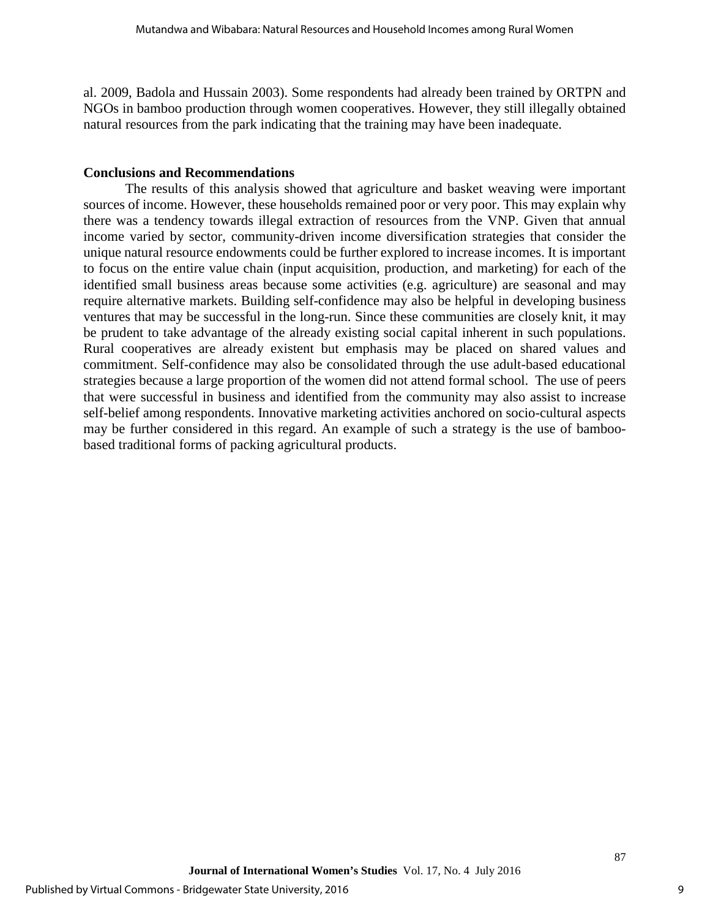al. 2009, Badola and Hussain 2003). Some respondents had already been trained by ORTPN and NGOs in bamboo production through women cooperatives. However, they still illegally obtained natural resources from the park indicating that the training may have been inadequate.

## Conclusions and Recommendations

The results of this analysis showed that agriculture and basket weaving were important sources of income. However, these households remained poor or very poor. This may explain why there was a tendency towards illegal extraction of resources from the VNP. Given that annual income varied by sector, community-driven income diversification strategies that consider the unique natural resource endowments could be further explored to increase incomes. It is important to focus on the entire value chain (input acquisition, production, and marketing) for each of the identified small business areas because some activities (e.g. agriculture) are seasonal and may require alternative markets. Building self-confidence may also be helpful in developing business ventures that may be successful in the long-run. Since these communities are closely knit, it may be prudent to take advantage of the already existing social capital inherent in such populations. Rural cooperatives are already existent but emphasis may be placed on shared values and commitment. Self-confidence may also be consolidated through the use adult-based educational strategies because a large proportion of the women did not attend formal school. The use of peers that were successful in business and identified from the community may also assist to increase self-belief among respondents. Innovative marketing activities anchored on socio-cultural aspects may be further considered in this regard. An example of such a strategy is the use of bamboo-based traditional forms of packing agricultural products.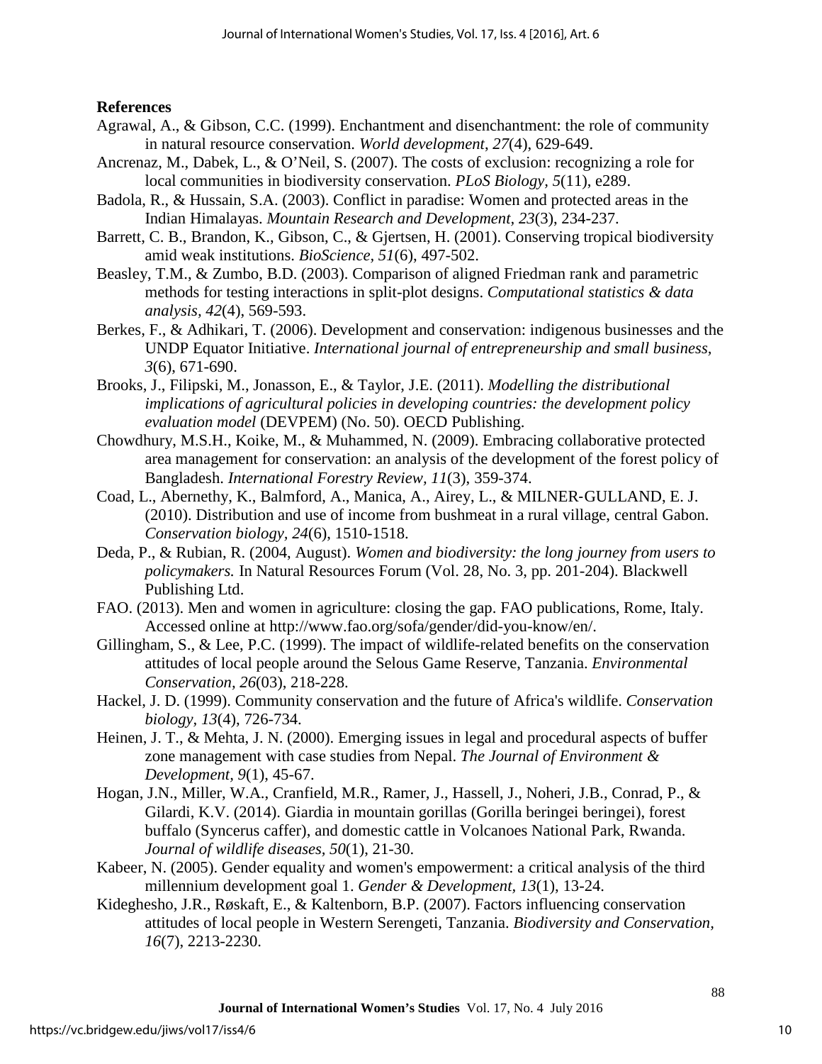## References

Agrawal, A., & Gibson, C.C. (1999). Enchantment and disenchantment: the role of community in natural resource conservation. *World development, 27*(4), 629-649.

Ancrenaz, M., Dabek, L., & O'Neil, S. (2007). The costs of exclusion: recognizing a role for local communities in biodiversity conservation. *PLoS Biology, 5*(11), e289.

Badola, R., & Hussain, S.A. (2003). Conflict in paradise: Women and protected areas in the Indian Himalayas. *Mountain Research and Development, 23*(3), 234-237.

Barrett, C. B., Brandon, K., Gibson, C., & Gjertsen, H. (2001). Conserving tropical biodiversity amid weak institutions. *BioScience, 51*(6), 497-502.

Beasley, T.M., & Zumbo, B.D. (2003). Comparison of aligned Friedman rank and parametric methods for testing interactions in split-plot designs. *Computational statistics & data analysis, 42*(4), 569-593.

Berkes, F., & Adhikari, T. (2006). Development and conservation: indigenous businesses and the UNDP Equator Initiative. *International journal of entrepreneurship and small business, 3*(6), 671-690.

Brooks, J., Filipski, M., Jonasson, E., & Taylor, J.E. (2011). *Modelling the distributional implications of agricultural policies in developing countries: the development policy evaluation model* (DEVPEM) (No. 50). OECD Publishing.

Chowdhury, M.S.H., Koike, M., & Muhammed, N. (2009). Embracing collaborative protected area management for conservation: an analysis of the development of the forest policy of Bangladesh. *International Forestry Review, 11*(3), 359-374.

Coad, L., Abernethy, K., Balmford, A., Manica, A., Airey, L., & MILNER‐GULLAND, E. J. (2010). Distribution and use of income from bushmeat in a rural village, central Gabon. *Conservation biology, 24*(6), 1510-1518.

Deda, P., & Rubian, R. (2004, August). *Women and biodiversity: the long journey from users to policymakers.* In Natural Resources Forum (Vol. 28, No. 3, pp. 201-204). Blackwell Publishing Ltd.

FAO. (2013). Men and women in agriculture: closing the gap. FAO publications, Rome, Italy. Accessed online at http://www.fao.org/sofa/gender/did-you-know/en/.

Gillingham, S., & Lee, P.C. (1999). The impact of wildlife-related benefits on the conservation attitudes of local people around the Selous Game Reserve, Tanzania. *Environmental Conservation, 26*(03), 218-228.

Hackel, J. D. (1999). Community conservation and the future of Africa's wildlife. *Conservation biology, 13*(4), 726-734.

Heinen, J. T., & Mehta, J. N. (2000). Emerging issues in legal and procedural aspects of buffer zone management with case studies from Nepal. *The Journal of Environment & Development, 9*(1), 45-67.

Hogan, J.N., Miller, W.A., Cranfield, M.R., Ramer, J., Hassell, J., Noheri, J.B., Conrad, P., & Gilardi, K.V. (2014). Giardia in mountain gorillas (Gorilla beringei beringei), forest buffalo (Syncerus caffer), and domestic cattle in Volcanoes National Park, Rwanda. *Journal of wildlife diseases, 50*(1), 21-30.

Kabeer, N. (2005). Gender equality and women's empowerment: a critical analysis of the third millennium development goal 1. *Gender & Development, 13*(1), 13-24.

Kideghesho, J.R., Røskaft, E., & Kaltenborn, B.P. (2007). Factors influencing conservation attitudes of local people in Western Serengeti, Tanzania. *Biodiversity and Conservation, 16*(7), 2213-2230.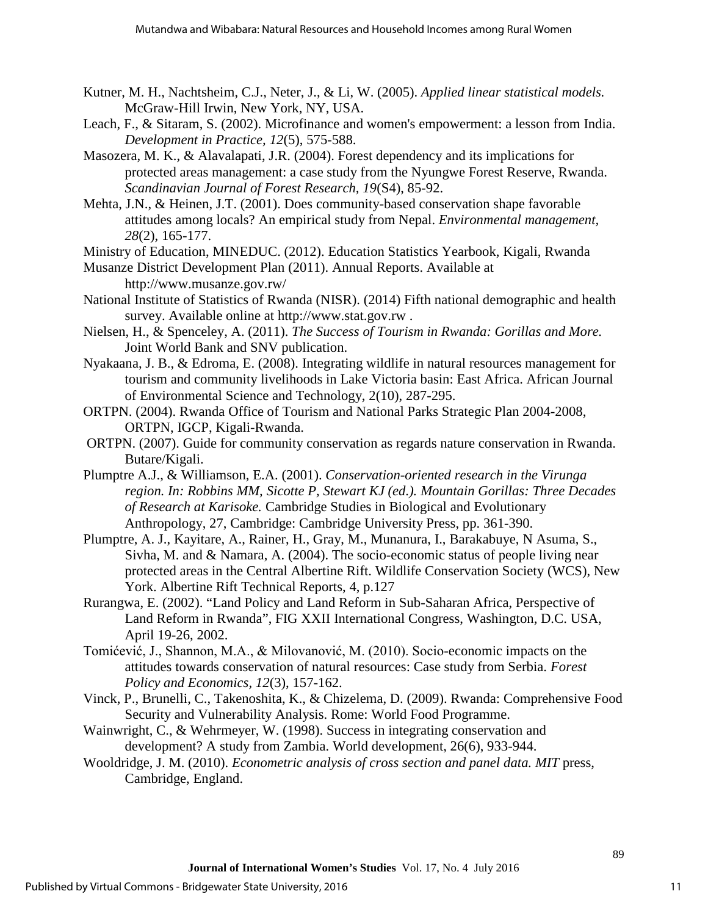Kutner, M. H., Nachtsheim, C.J., Neter, J., & Li, W. (2005). *Applied linear statistical models.* McGraw-Hill Irwin, New York, NY, USA.

Leach, F., & Sitaram, S. (2002). Microfinance and women's empowerment: a lesson from India. *Development in Practice, 12*(5), 575-588.

Masozera, M. K., & Alavalapati, J.R. (2004). Forest dependency and its implications for protected areas management: a case study from the Nyungwe Forest Reserve, Rwanda. *Scandinavian Journal of Forest Research, 19*(S4), 85-92.

Mehta, J.N., & Heinen, J.T. (2001). Does community-based conservation shape favorable attitudes among locals? An empirical study from Nepal. *Environmental management, 28*(2), 165-177.

Ministry of Education, MINEDUC. (2012). Education Statistics Yearbook, Kigali, Rwanda

Musanze District Development Plan (2011). Annual Reports. Available at http://www.musanze.gov.rw/

National Institute of Statistics of Rwanda (NISR). (2014) Fifth national demographic and health survey. Available online at http://www.stat.gov.rw .

Nielsen, H., & Spenceley, A. (2011). *The Success of Tourism in Rwanda: Gorillas and More.* Joint World Bank and SNV publication.

Nyakaana, J. B., & Edroma, E. (2008). Integrating wildlife in natural resources management for tourism and community livelihoods in Lake Victoria basin: East Africa. African Journal of Environmental Science and Technology, 2(10), 287-295.

ORTPN. (2004). Rwanda Office of Tourism and National Parks Strategic Plan 2004-2008, ORTPN, IGCP, Kigali-Rwanda.

ORTPN. (2007). Guide for community conservation as regards nature conservation in Rwanda. Butare/Kigali.

Plumptre A.J., & Williamson, E.A. (2001). *Conservation-oriented research in the Virunga region. In: Robbins MM, Sicotte P, Stewart KJ (ed.). Mountain Gorillas: Three Decades of Research at Karisoke.* Cambridge Studies in Biological and Evolutionary Anthropology, 27, Cambridge: Cambridge University Press, pp. 361-390.

Plumptre, A. J., Kayitare, A., Rainer, H., Gray, M., Munanura, I., Barakabuye, N Asuma, S., Sivha, M. and & Namara, A. (2004). The socio-economic status of people living near protected areas in the Central Albertine Rift. Wildlife Conservation Society (WCS), New York. Albertine Rift Technical Reports, 4, p.127

Rurangwa, E. (2002). "Land Policy and Land Reform in Sub-Saharan Africa, Perspective of Land Reform in Rwanda", FIG XXII International Congress, Washington, D.C. USA, April 19-26, 2002.

Tomićević, J., Shannon, M.A., & Milovanović, M. (2010). Socio-economic impacts on the attitudes towards conservation of natural resources: Case study from Serbia. *Forest Policy and Economics, 12*(3), 157-162.

Vinck, P., Brunelli, C., Takenoshita, K., & Chizelema, D. (2009). Rwanda: Comprehensive Food Security and Vulnerability Analysis. Rome: World Food Programme.

Wainwright, C., & Wehrmeyer, W. (1998). Success in integrating conservation and development? A study from Zambia. World development, 26(6), 933-944.

Wooldridge, J. M. (2010). *Econometric analysis of cross section and panel data. MIT* press, Cambridge, England.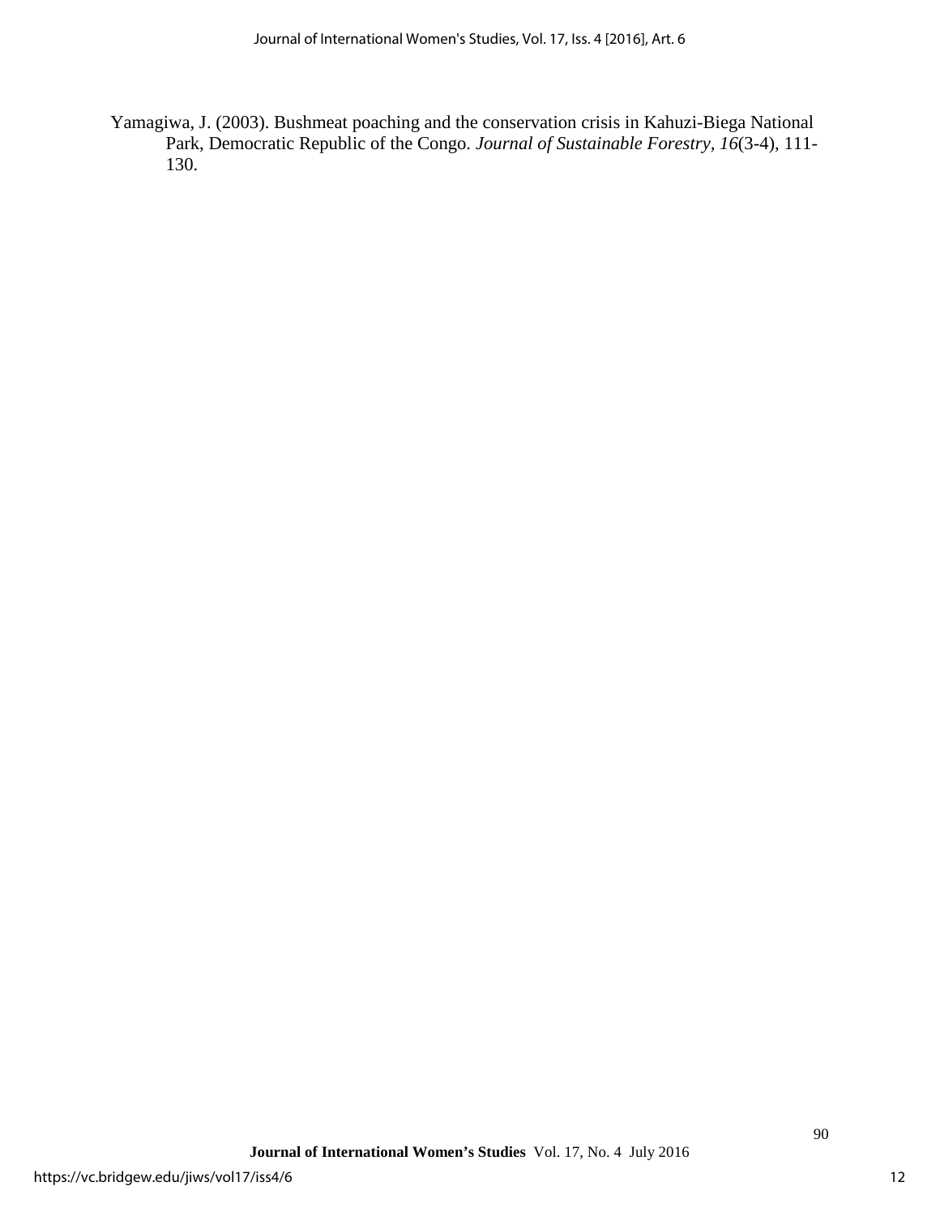Yamagiwa, J. (2003). Bushmeat poaching and the conservation crisis in Kahuzi-Biega National Park, Democratic Republic of the Congo. *Journal of Sustainable Forestry*, *16*(3-4), 111-130.